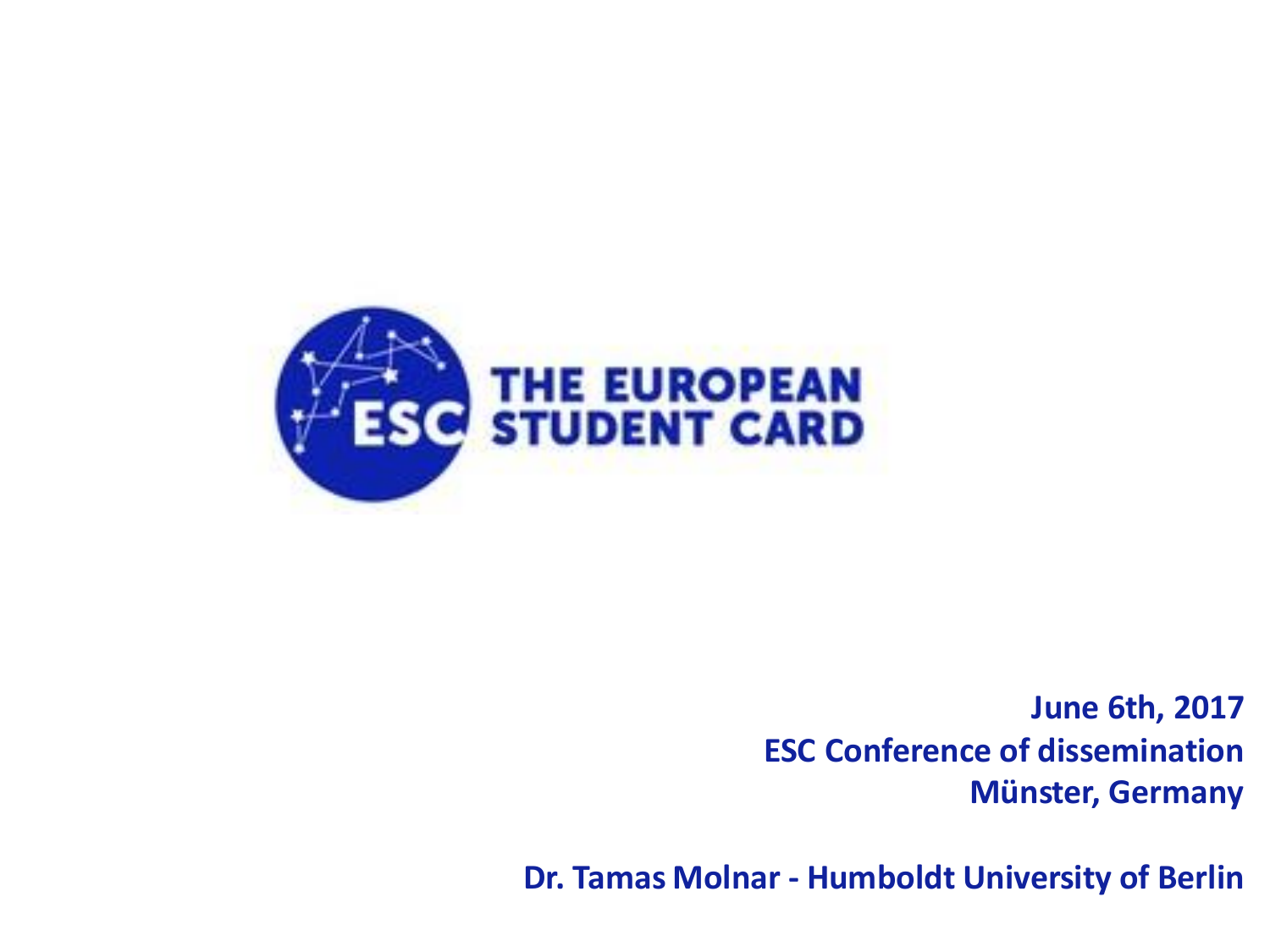# THE EUROPEAN STUDENT CARD

**June 6th, 2017**
**ESC Conference of dissemination**
**Münster, Germany**

**Dr. Tamas Molnar - Humboldt University of Berlin**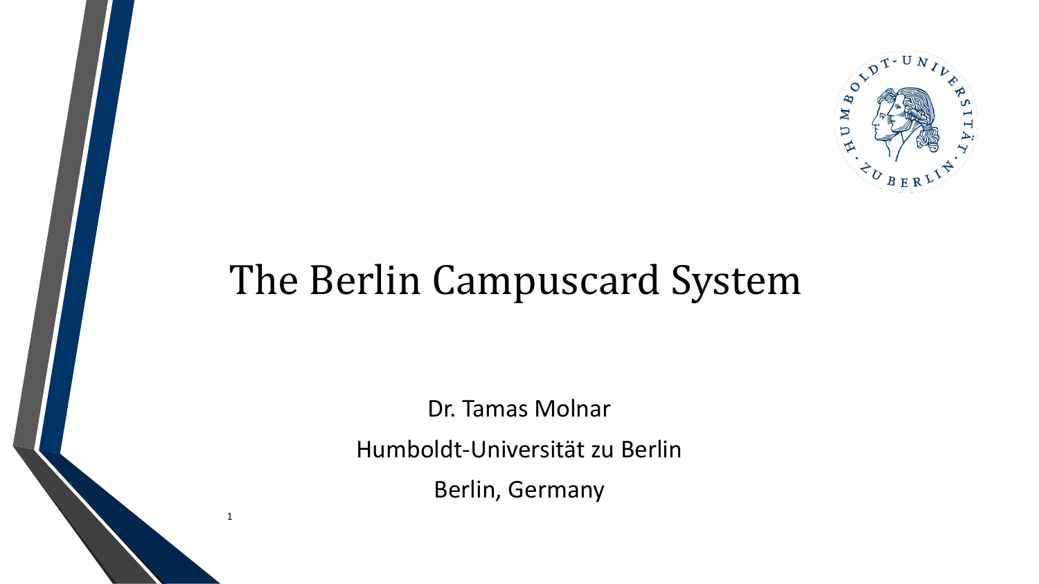# The Berlin Campuscard System

Dr. Tamas Molnar

Humboldt-Universität zu Berlin

Berlin, Germany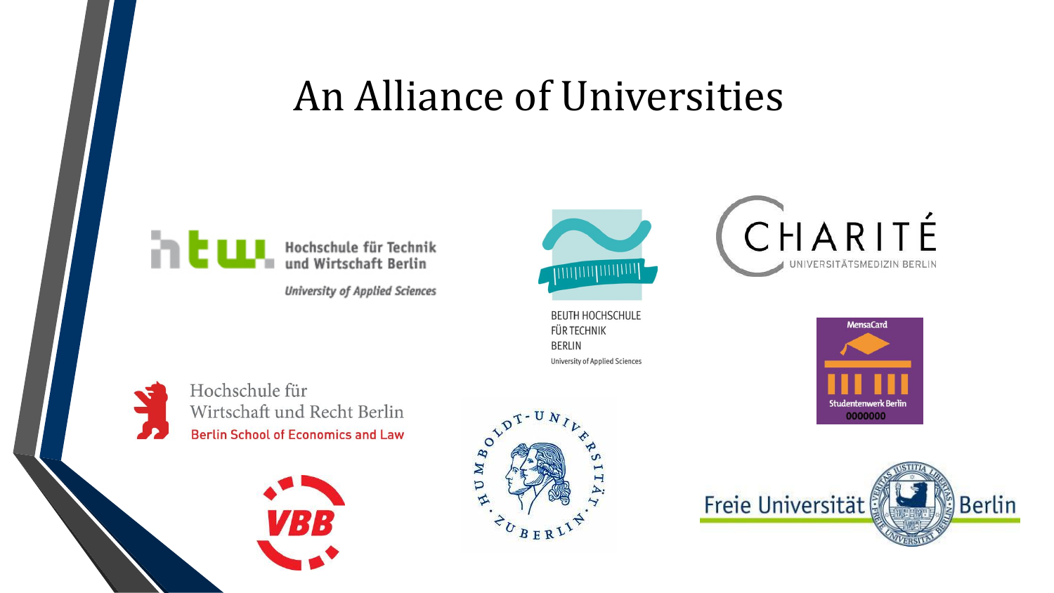# An Alliance of Universities

Hochschule für Technik und Wirtschaft Berlin

University of Applied Sciences

BEUTH HOCHSCHULE FÜR TECHNIK BERLIN

University of Applied Sciences

CHARITÉ

UNIVERSITÄTSMEDIZIN BERLIN

Hochschule für Wirtschaft und Recht Berlin

Berlin School of Economics and Law

MensaCard

Studentenwerk Berlin

0000000

VBB

HUMBOLDT-UNIVERSITÄT ZU BERLIN

Freie Universität Berlin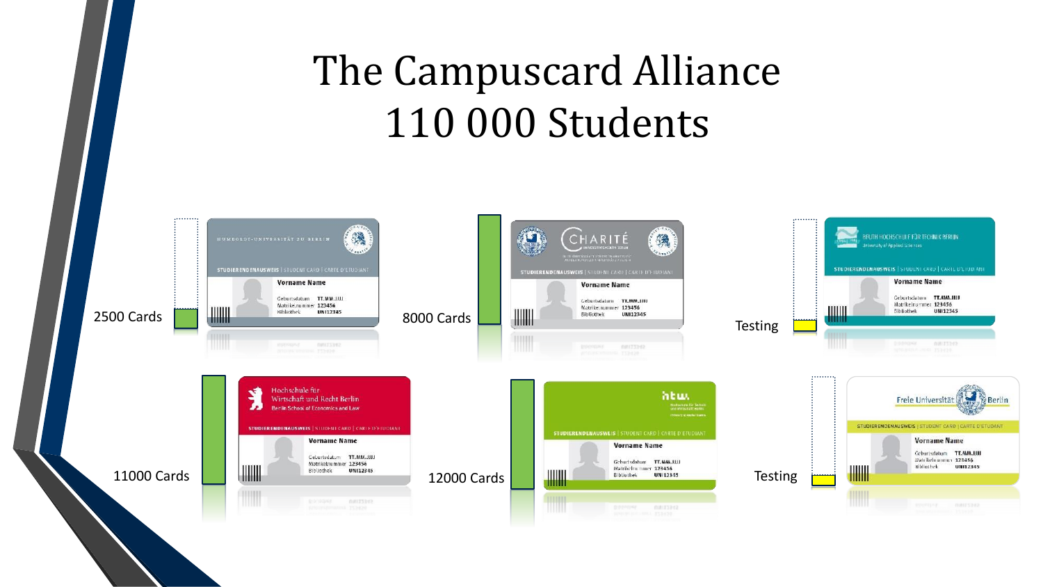# The Campuscard Alliance
# 110 000 Students

2500 Cards

8000 Cards

Testing

11000 Cards

12000 Cards

Testing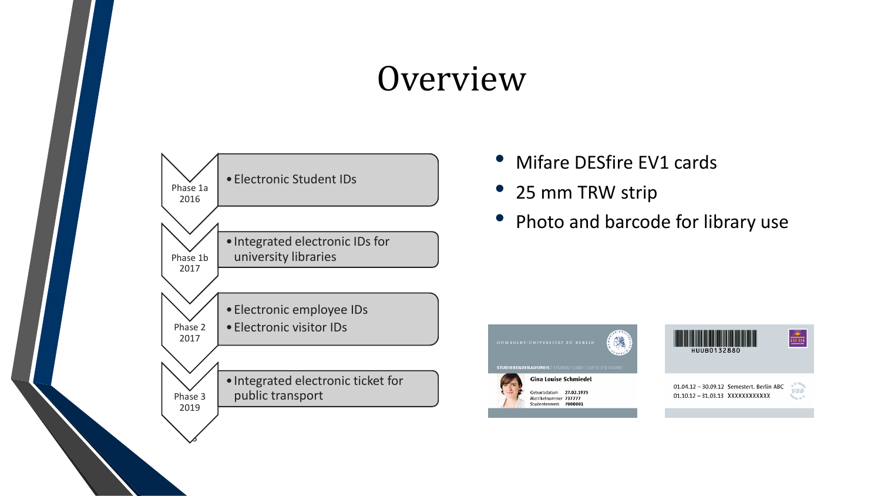# Overview

- Phase 1a 2016
  - Electronic Student IDs
- Phase 1b 2017
  - Integrated electronic IDs for university libraries
- Phase 2 2017
  - Electronic employee IDs
  - Electronic visitor IDs
- Phase 3 2019
  - Integrated electronic ticket for public transport

- Mifare DESfire EV1 cards
- 25 mm TRW strip
- Photo and barcode for library use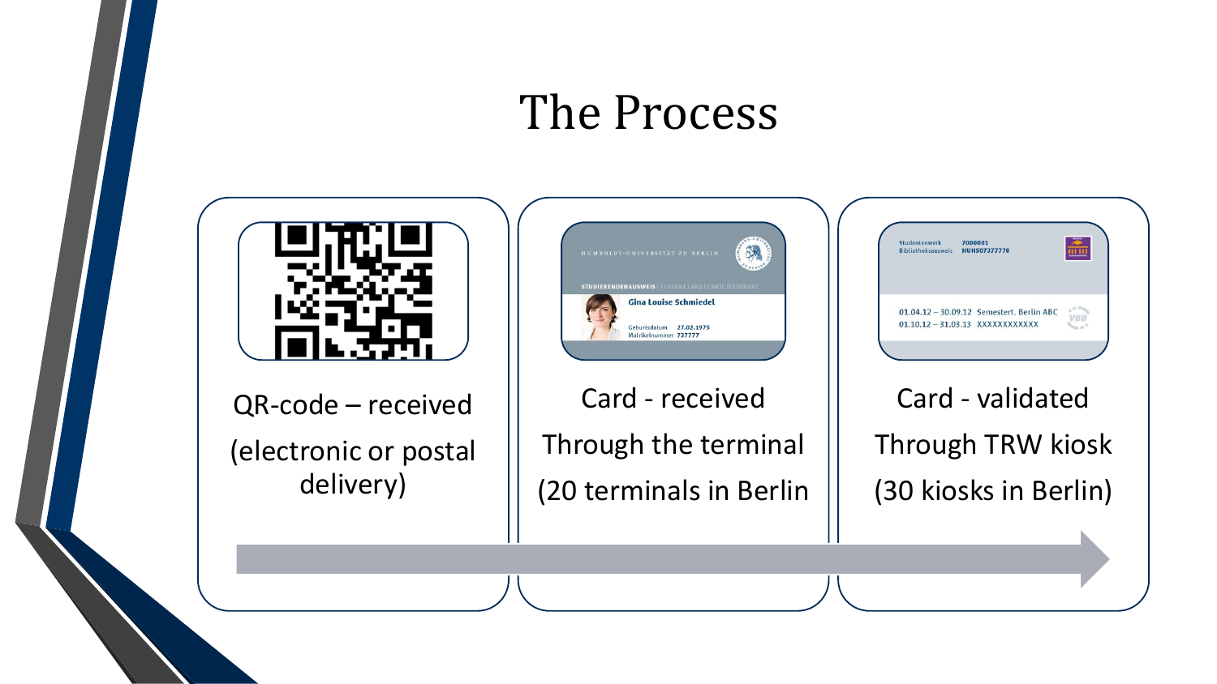# The Process

QR-code – received

(electronic or postal delivery)

Card - received

Through the terminal

(20 terminals in Berlin

Card - validated

Through TRW kiosk

(30 kiosks in Berlin)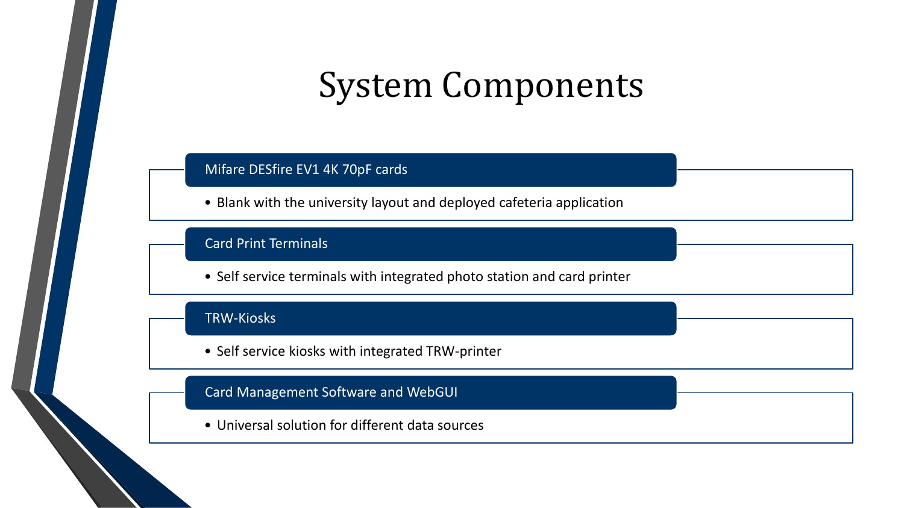# System Components

### Mifare DESfire EV1 4K 70pF cards

- Blank with the university layout and deployed cafeteria application

### Card Print Terminals

- Self service terminals with integrated photo station and card printer

### TRW-Kiosks

- Self service kiosks with integrated TRW-printer

### Card Management Software and WebGUI

- Universal solution for different data sources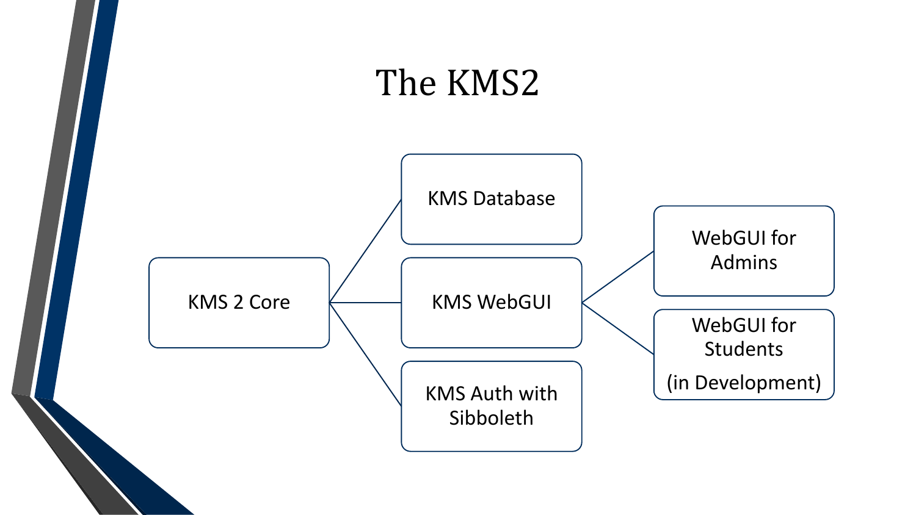# The KMS2

- KMS 2 Core
  - KMS Database
  - KMS WebGUI
    - WebGUI for Admins
    - WebGUI for Students (in Development)
  - KMS Auth with Sibboleth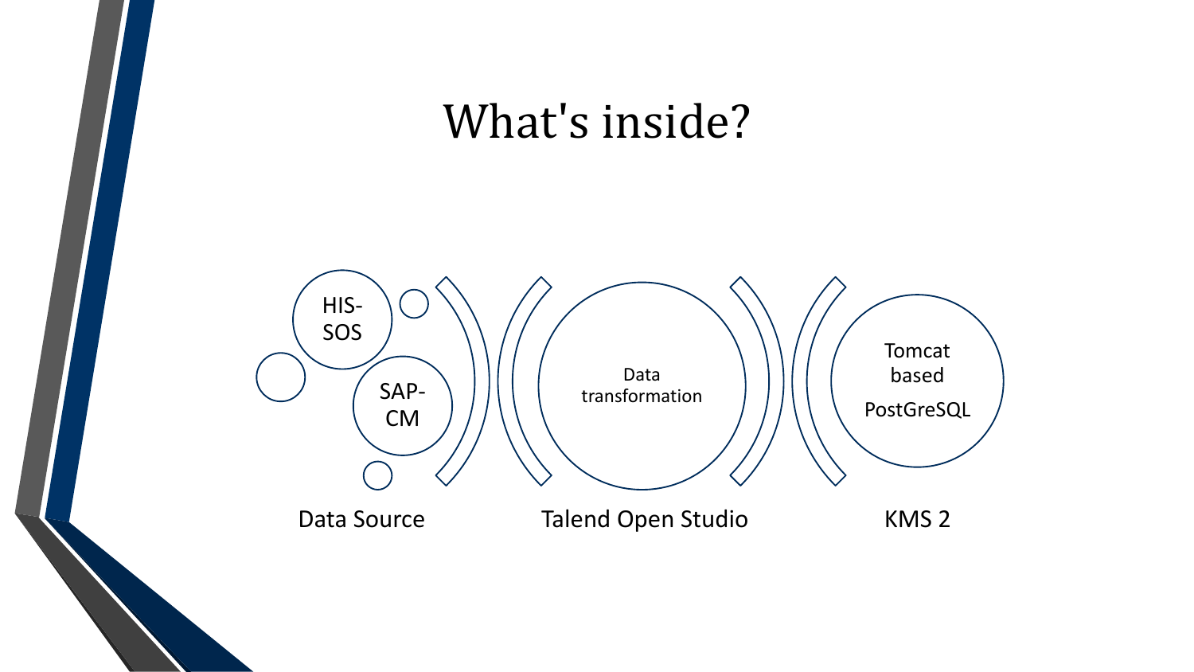# What's inside?

HIS-SOS

SAP-CM

Data Source

Data transformation

Talend Open Studio

Tomcat based

PostGreSQL

KMS 2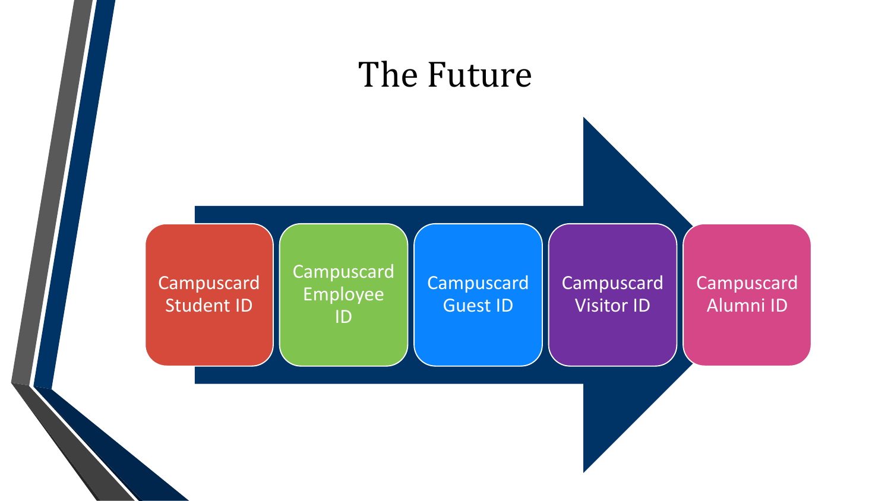# The Future

- Campuscard Student ID
- Campuscard Employee ID
- Campuscard Guest ID
- Campuscard Visitor ID
- Campuscard Alumni ID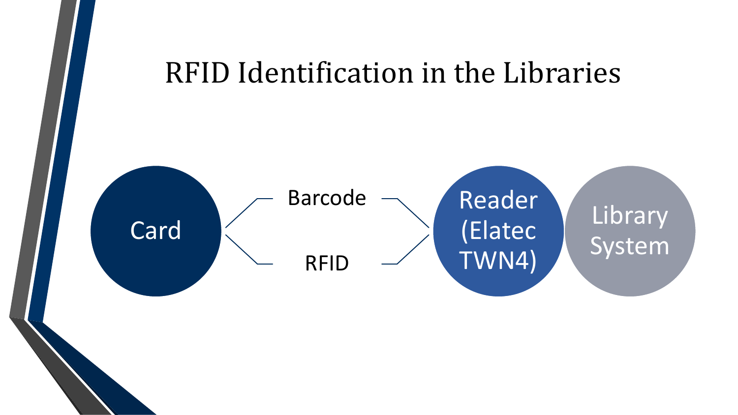# RFID Identification in the Libraries

Card

Barcode

RFID

Reader (Elatec TWN4)

Library System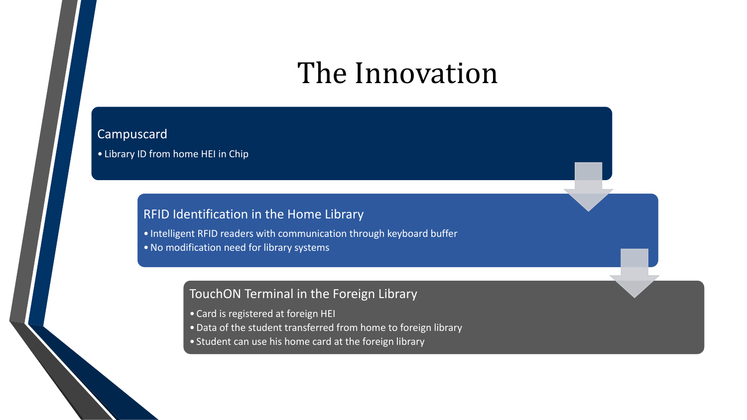# The Innovation

## Campuscard

- Library ID from home HEI in Chip

## RFID Identification in the Home Library

- Intelligent RFID readers with communication through keyboard buffer
- No modification need for library systems

## TouchON Terminal in the Foreign Library

- Card is registered at foreign HEI
- Data of the student transferred from home to foreign library
- Student can use his home card at the foreign library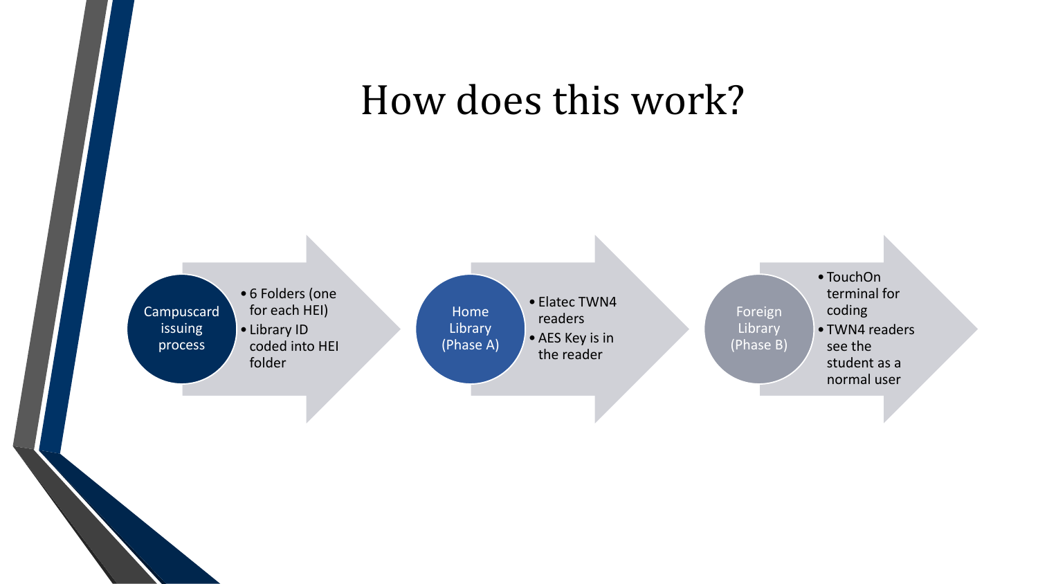# How does this work?

**Campuscard issuing process**

- 6 Folders (one for each HEI)
- Library ID coded into HEI folder

**Home Library (Phase A)**

- Elatec TWN4 readers
- AES Key is in the reader

**Foreign Library (Phase B)**

- TouchOn terminal for coding
- TWN4 readers see the student as a normal user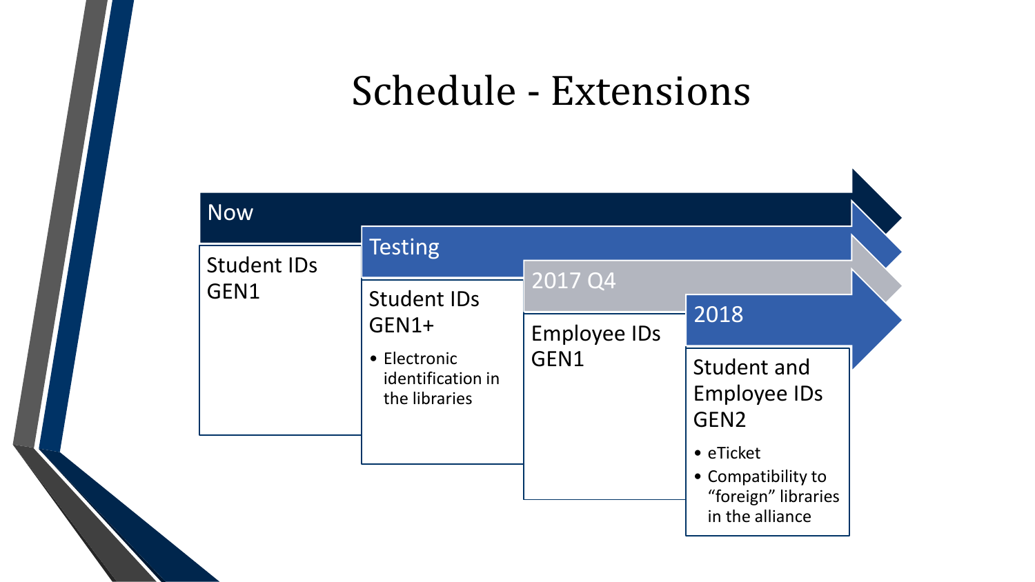# Schedule - Extensions

## Now

Student IDs GEN1

## Testing

Student IDs GEN1+

- Electronic identification in the libraries

## 2017 Q4

Employee IDs GEN1

## 2018

Student and Employee IDs GEN2

- eTicket
- Compatibility to "foreign" libraries in the alliance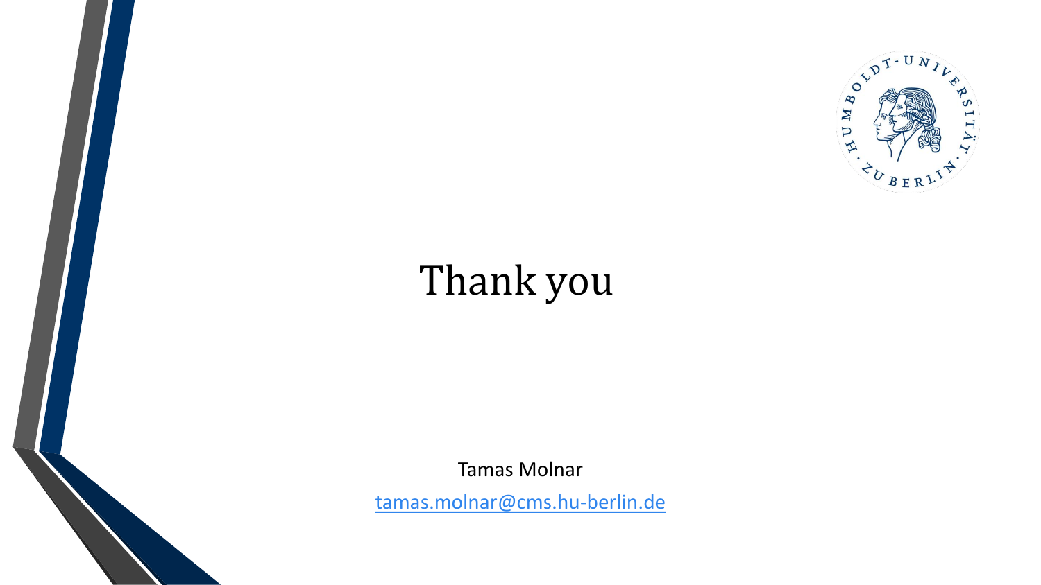# Thank you

Tamas Molnar

tamas.molnar@cms.hu-berlin.de